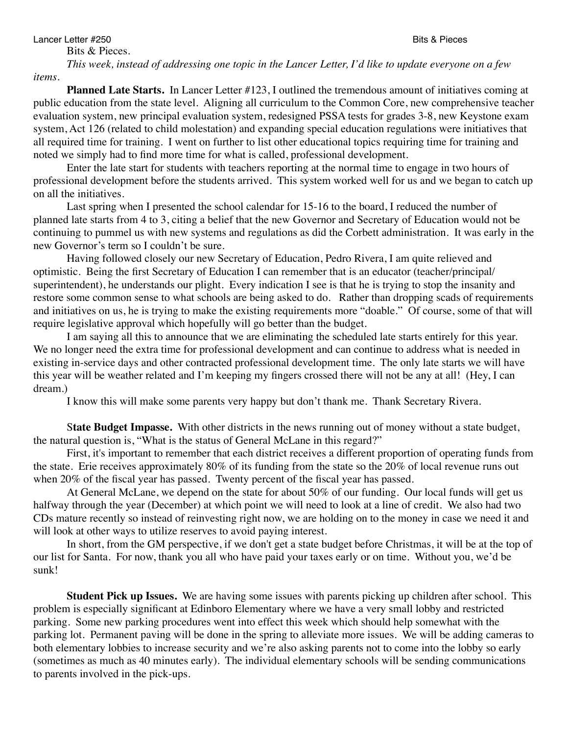Bits & Pieces.

*This week, instead of addressing one topic in the Lancer Letter, I'd like to update everyone on a few items.*

**Planned Late Starts.** In Lancer Letter #123, I outlined the tremendous amount of initiatives coming at public education from the state level. Aligning all curriculum to the Common Core, new comprehensive teacher evaluation system, new principal evaluation system, redesigned PSSA tests for grades 3-8, new Keystone exam system, Act 126 (related to child molestation) and expanding special education regulations were initiatives that all required time for training. I went on further to list other educational topics requiring time for training and noted we simply had to find more time for what is called, professional development.

Enter the late start for students with teachers reporting at the normal time to engage in two hours of professional development before the students arrived. This system worked well for us and we began to catch up on all the initiatives.

Last spring when I presented the school calendar for 15-16 to the board, I reduced the number of planned late starts from 4 to 3, citing a belief that the new Governor and Secretary of Education would not be continuing to pummel us with new systems and regulations as did the Corbett administration. It was early in the new Governor's term so I couldn't be sure.

Having followed closely our new Secretary of Education, Pedro Rivera, I am quite relieved and optimistic. Being the first Secretary of Education I can remember that is an educator (teacher/principal/superintendent), he understands our plight. Every indication I see is that he is trying to stop the insanity and restore some common sense to what schools are being asked to do. Rather than dropping scads of requirements and initiatives on us, he is trying to make the existing requirements more "doable." Of course, some of that will require legislative approval which hopefully will go better than the budget.

I am saying all this to announce that we are eliminating the scheduled late starts entirely for this year. We no longer need the extra time for professional development and can continue to address what is needed in existing in-service days and other contracted professional development time. The only late starts we will have this year will be weather related and I'm keeping my fingers crossed there will not be any at all! (Hey, I can dream.)

I know this will make some parents very happy but don't thank me. Thank Secretary Rivera.

**State Budget Impasse.** With other districts in the news running out of money without a state budget, the natural question is, "What is the status of General McLane in this regard?"

First, it's important to remember that each district receives a different proportion of operating funds from the state. Erie receives approximately 80% of its funding from the state so the 20% of local revenue runs out when 20% of the fiscal year has passed. Twenty percent of the fiscal year has passed.

At General McLane, we depend on the state for about 50% of our funding. Our local funds will get us halfway through the year (December) at which point we will need to look at a line of credit. We also had two CDs mature recently so instead of reinvesting right now, we are holding on to the money in case we need it and will look at other ways to utilize reserves to avoid paying interest.

In short, from the GM perspective, if we don't get a state budget before Christmas, it will be at the top of our list for Santa. For now, thank you all who have paid your taxes early or on time. Without you, we'd be sunk!

**Student Pick up Issues.** We are having some issues with parents picking up children after school. This problem is especially significant at Edinboro Elementary where we have a very small lobby and restricted parking. Some new parking procedures went into effect this week which should help somewhat with the parking lot. Permanent paving will be done in the spring to alleviate more issues. We will be adding cameras to both elementary lobbies to increase security and we're also asking parents not to come into the lobby so early (sometimes as much as 40 minutes early). The individual elementary schools will be sending communications to parents involved in the pick-ups.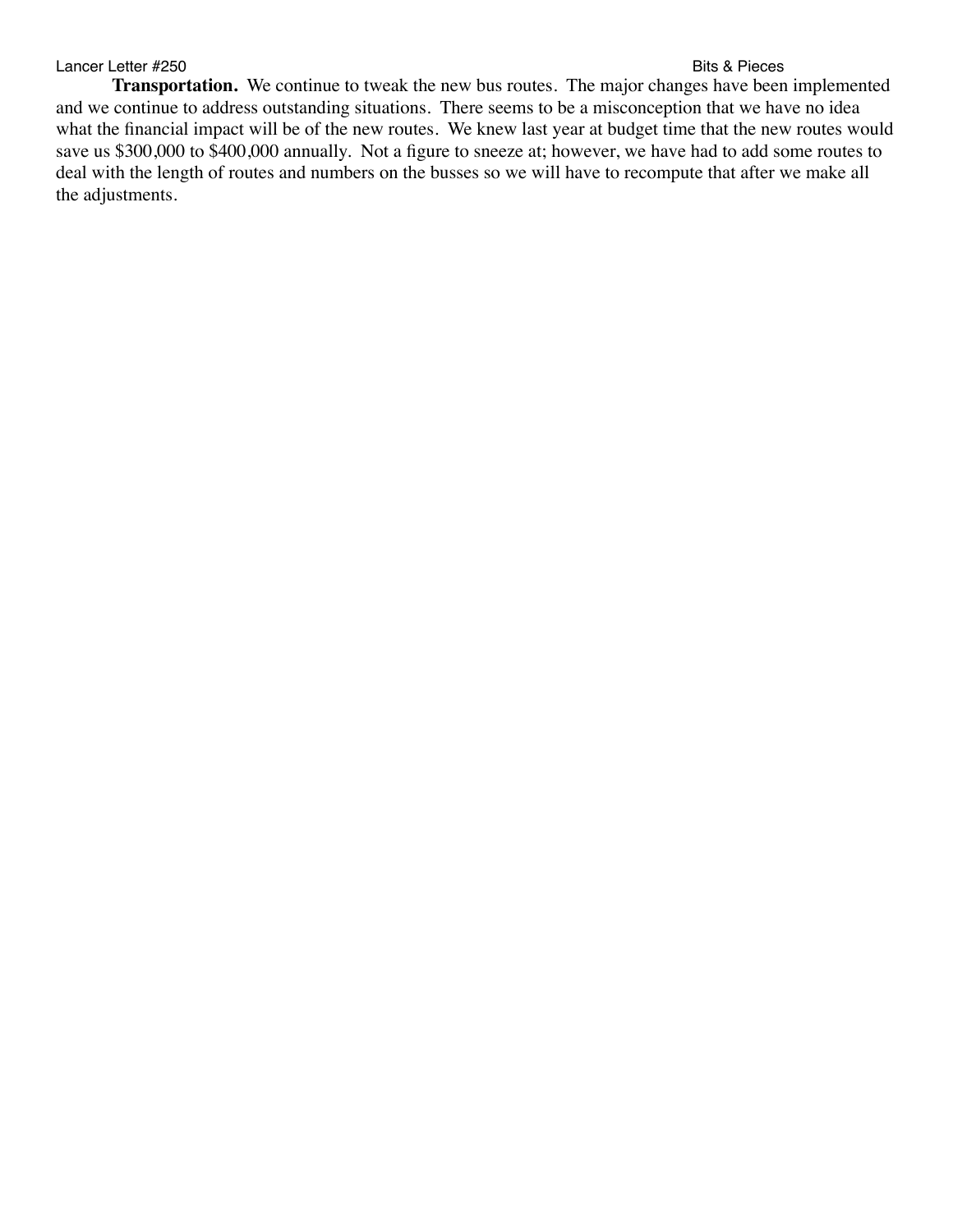**Transportation.** We continue to tweak the new bus routes. The major changes have been implemented and we continue to address outstanding situations. There seems to be a misconception that we have no idea what the financial impact will be of the new routes. We knew last year at budget time that the new routes would save us $300,000 to $400,000 annually. Not a figure to sneeze at; however, we have had to add some routes to deal with the length of routes and numbers on the busses so we will have to recompute that after we make all the adjustments.